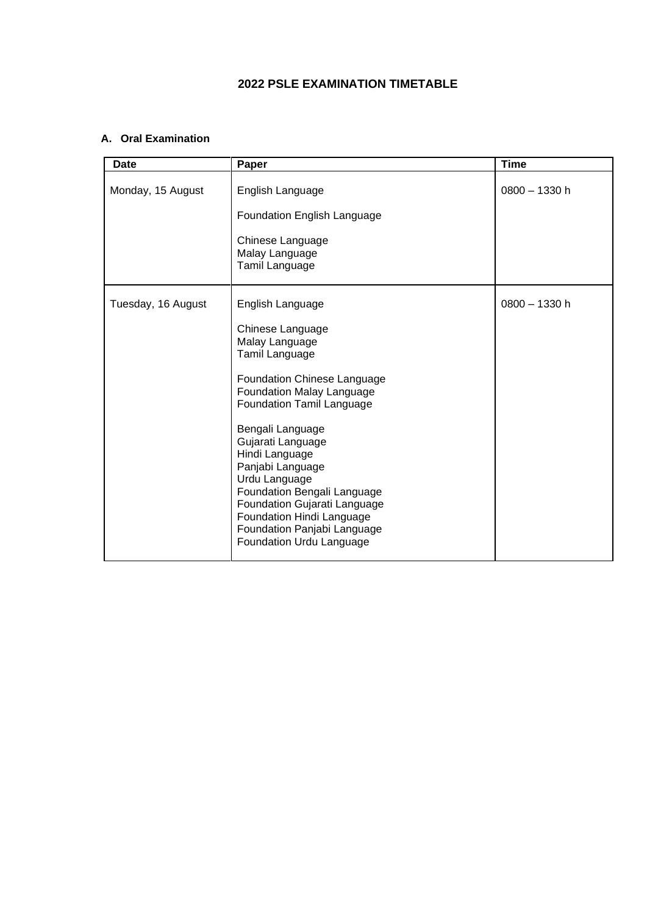# 2022 PSLE EXAMINATION TIMETABLE

## A. Oral Examination

| Date | Paper | Time |
|---|---|---|
| Monday, 15 August | English Language<br><br>Foundation English Language<br><br>Chinese Language<br>Malay Language<br>Tamil Language | 0800 – 1330 h |
| Tuesday, 16 August | English Language<br><br>Chinese Language<br>Malay Language<br>Tamil Language<br><br>Foundation Chinese Language<br>Foundation Malay Language<br>Foundation Tamil Language<br><br>Bengali Language<br>Gujarati Language<br>Hindi Language<br>Panjabi Language<br>Urdu Language<br>Foundation Bengali Language<br>Foundation Gujarati Language<br>Foundation Hindi Language<br>Foundation Panjabi Language<br>Foundation Urdu Language | 0800 – 1330 h |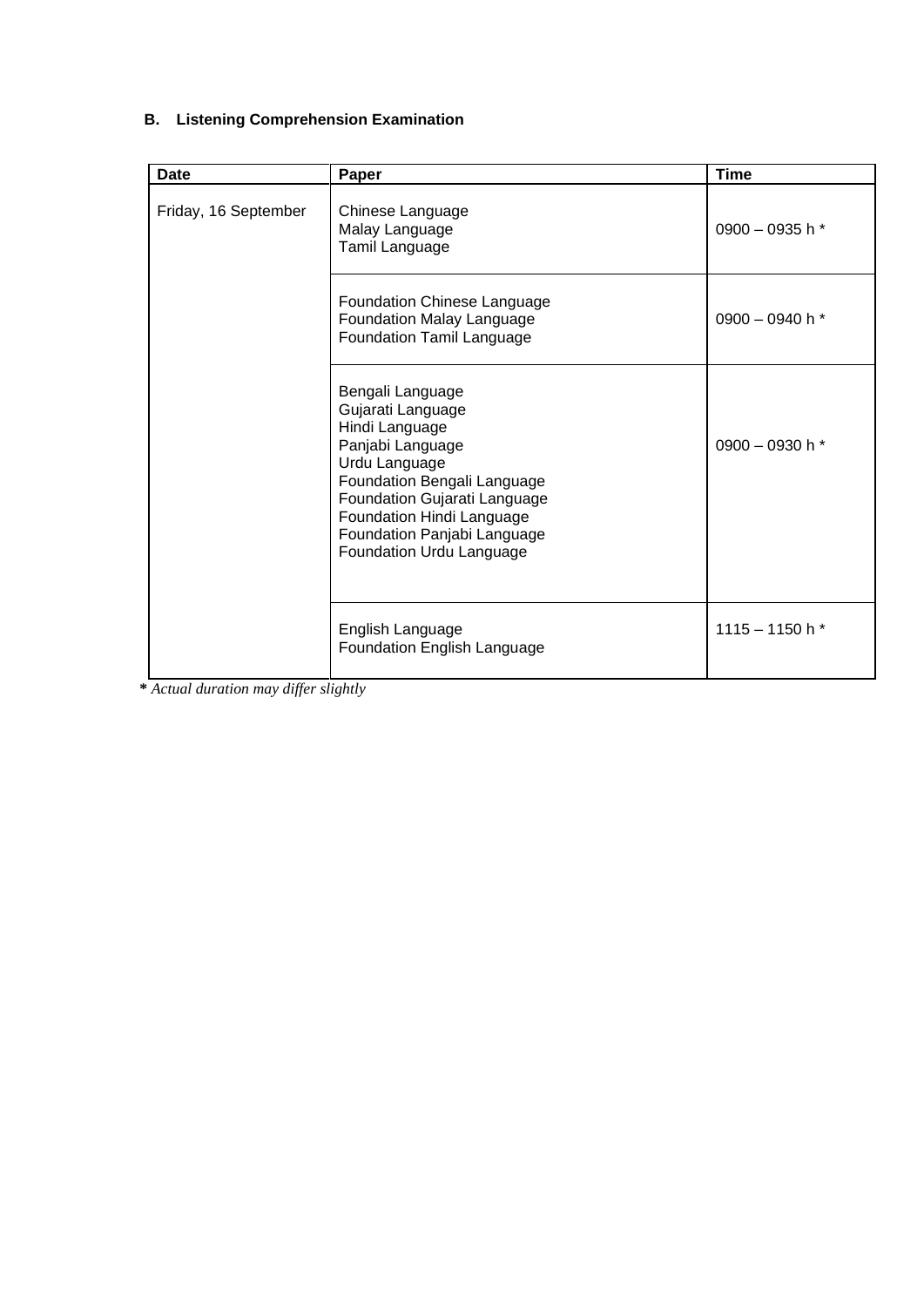**B. Listening Comprehension Examination**

| Date | Paper | Time |
| --- | --- | --- |
| Friday, 16 September | Chinese Language<br>Malay Language<br>Tamil Language | 0900 – 0935 h * |
| | Foundation Chinese Language<br>Foundation Malay Language<br>Foundation Tamil Language | 0900 – 0940 h * |
| | Bengali Language<br>Gujarati Language<br>Hindi Language<br>Panjabi Language<br>Urdu Language<br>Foundation Bengali Language<br>Foundation Gujarati Language<br>Foundation Hindi Language<br>Foundation Panjabi Language<br>Foundation Urdu Language | 0900 – 0930 h * |
| | English Language<br>Foundation English Language | 1115 – 1150 h * |

**\*** *Actual duration may differ slightly*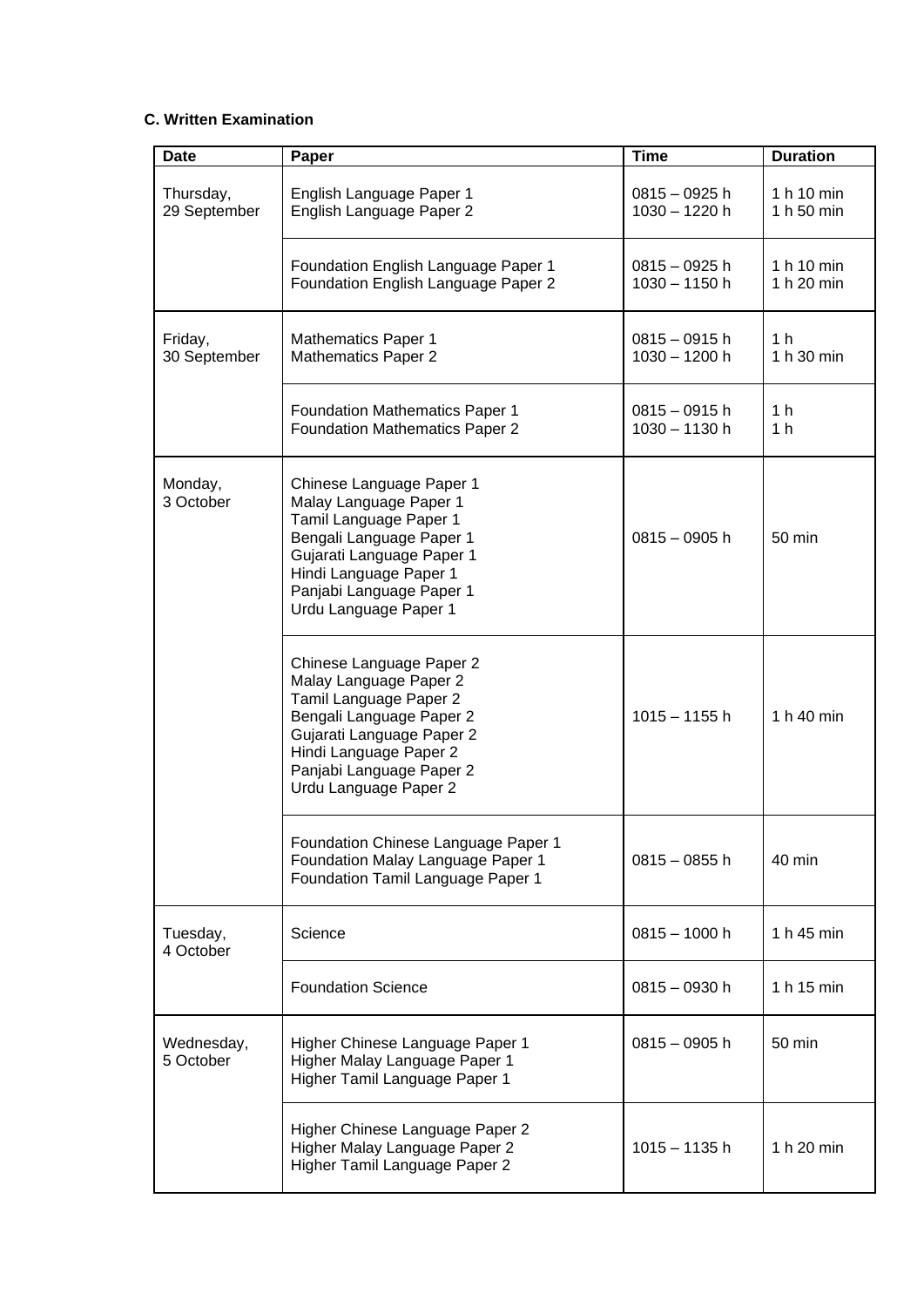**C. Written Examination**

| Date | Paper | Time | Duration |
| --- | --- | --- | --- |
| Thursday, 29 September | English Language Paper 1<br>English Language Paper 2 | 0815 – 0925 h<br>1030 – 1220 h | 1 h 10 min<br>1 h 50 min |
| | Foundation English Language Paper 1<br>Foundation English Language Paper 2 | 0815 – 0925 h<br>1030 – 1150 h | 1 h 10 min<br>1 h 20 min |
| Friday, 30 September | Mathematics Paper 1<br>Mathematics Paper 2 | 0815 – 0915 h<br>1030 – 1200 h | 1 h<br>1 h 30 min |
| | Foundation Mathematics Paper 1<br>Foundation Mathematics Paper 2 | 0815 – 0915 h<br>1030 – 1130 h | 1 h<br>1 h |
| Monday, 3 October | Chinese Language Paper 1<br>Malay Language Paper 1<br>Tamil Language Paper 1<br>Bengali Language Paper 1<br>Gujarati Language Paper 1<br>Hindi Language Paper 1<br>Panjabi Language Paper 1<br>Urdu Language Paper 1 | 0815 – 0905 h | 50 min |
| | Chinese Language Paper 2<br>Malay Language Paper 2<br>Tamil Language Paper 2<br>Bengali Language Paper 2<br>Gujarati Language Paper 2<br>Hindi Language Paper 2<br>Panjabi Language Paper 2<br>Urdu Language Paper 2 | 1015 – 1155 h | 1 h 40 min |
| | Foundation Chinese Language Paper 1<br>Foundation Malay Language Paper 1<br>Foundation Tamil Language Paper 1 | 0815 – 0855 h | 40 min |
| Tuesday, 4 October | Science | 0815 – 1000 h | 1 h 45 min |
| | Foundation Science | 0815 – 0930 h | 1 h 15 min |
| Wednesday, 5 October | Higher Chinese Language Paper 1<br>Higher Malay Language Paper 1<br>Higher Tamil Language Paper 1 | 0815 – 0905 h | 50 min |
| | Higher Chinese Language Paper 2<br>Higher Malay Language Paper 2<br>Higher Tamil Language Paper 2 | 1015 – 1135 h | 1 h 20 min |